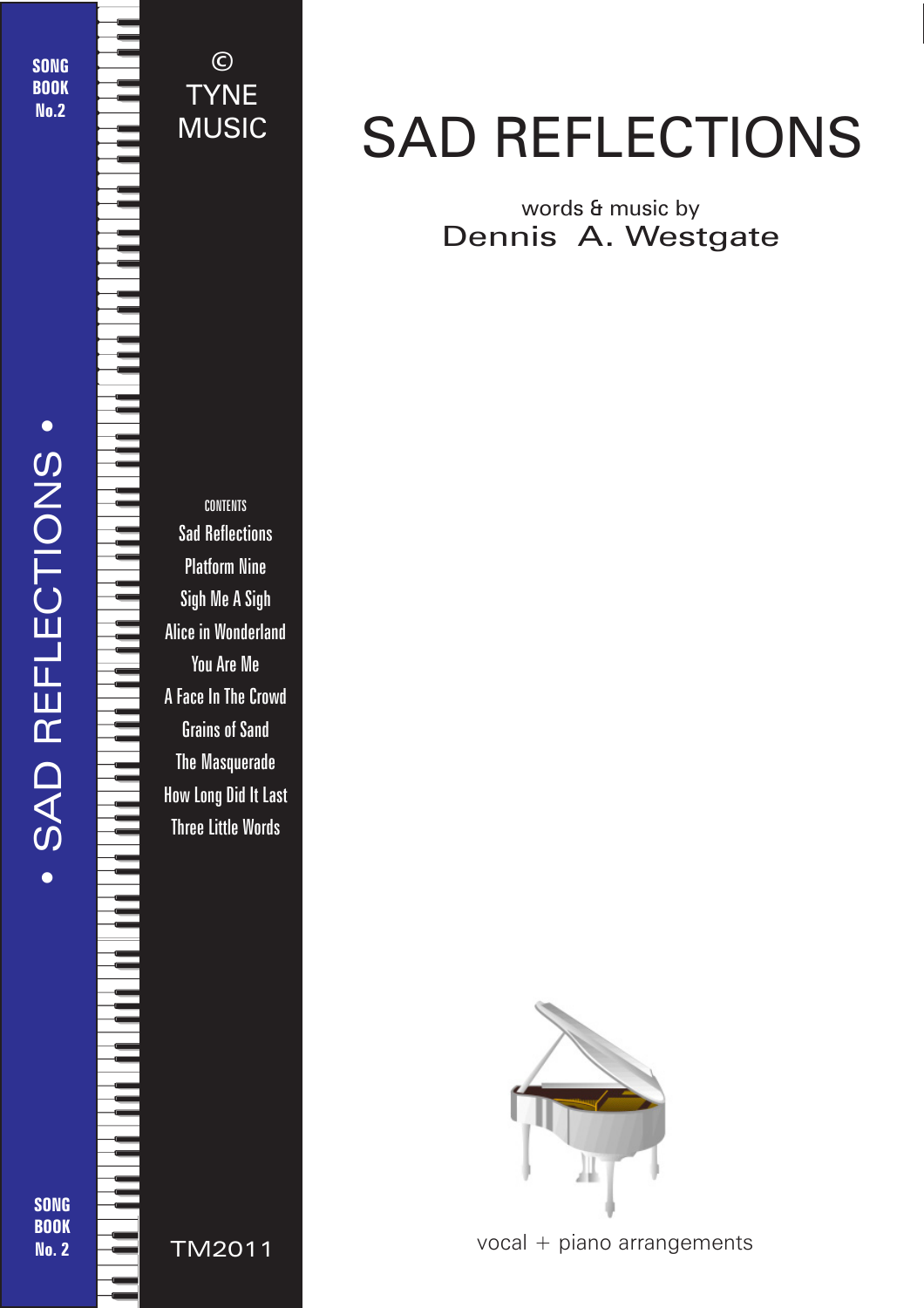SONG BOOK No.2

• SAD REFLECTIONS •

© TYNE MUSIC

# SAD REFLECTIONS

words & music by
Dennis A. Westgate

CONTENTS

- Sad Reflections
- Platform Nine
- Sigh Me A Sigh
- Alice in Wonderland
- You Are Me
- A Face In The Crowd
- Grains of Sand
- The Masquerade
- How Long Did It Last
- Three Little Words

SONG BOOK No. 2

TM2011

vocal + piano arrangements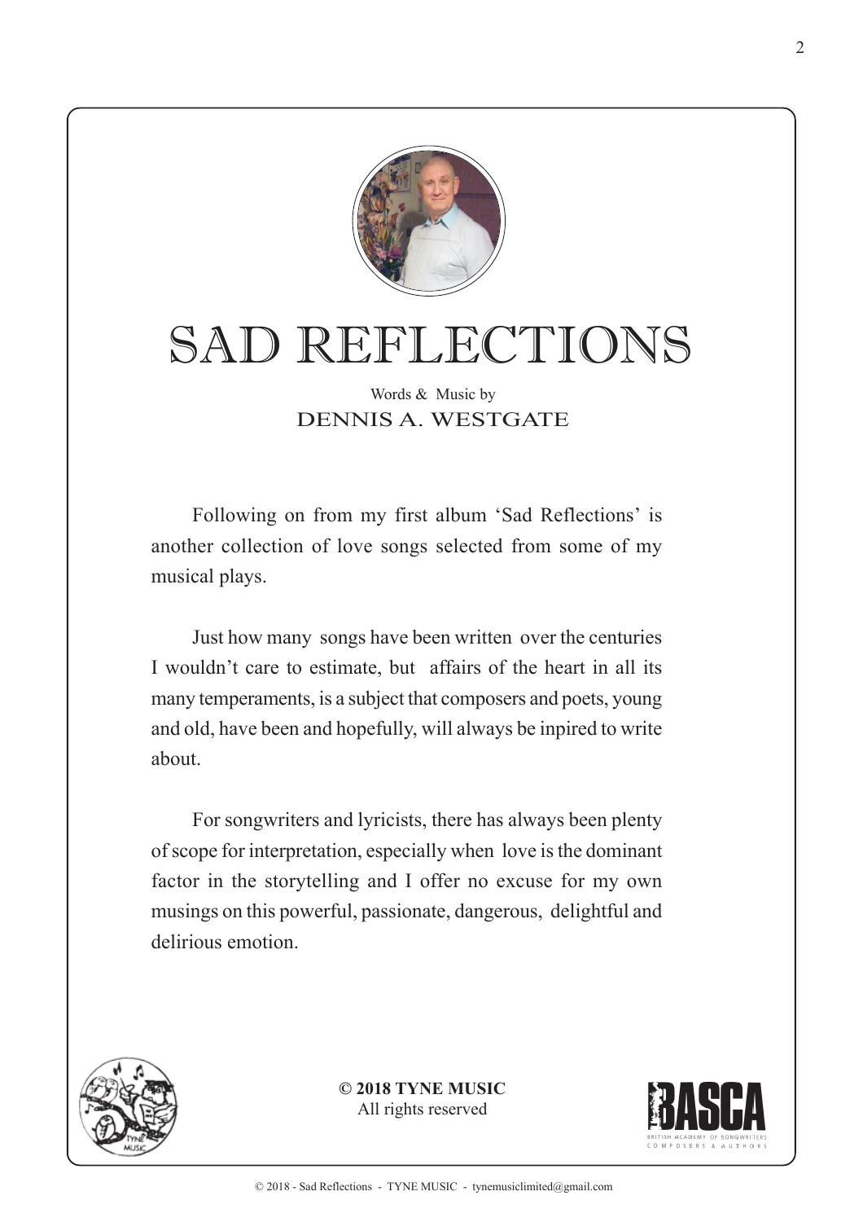# SAD REFLECTIONS

Words & Music by

DENNIS A. WESTGATE

Following on from my first album 'Sad Reflections' is another collection of love songs selected from some of my musical plays.

Just how many songs have been written over the centuries I wouldn't care to estimate, but affairs of the heart in all its many temperaments, is a subject that composers and poets, young and old, have been and hopefully, will always be inpired to write about.

For songwriters and lyricists, there has always been plenty of scope for interpretation, especially when love is the dominant factor in the storytelling and I offer no excuse for my own musings on this powerful, passionate, dangerous, delightful and delirious emotion.

**© 2018 TYNE MUSIC**
All rights reserved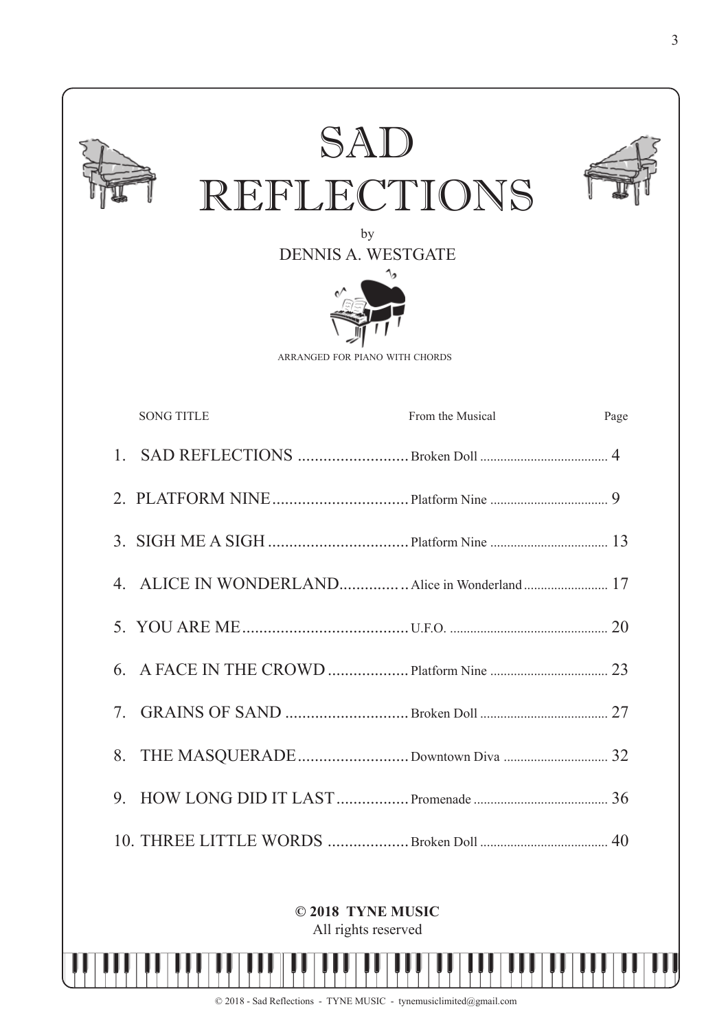# SAD REFLECTIONS

by

DENNIS A. WESTGATE

ARRANGED FOR PIANO WITH CHORDS

| SONG TITLE | From the Musical | Page |
|---|---|---|
| 1. SAD REFLECTIONS | Broken Doll | 4 |
| 2. PLATFORM NINE | Platform Nine | 9 |
| 3. SIGH ME A SIGH | Platform Nine | 13 |
| 4. ALICE IN WONDERLAND | Alice in Wonderland | 17 |
| 5. YOU ARE ME | U.F.O. | 20 |
| 6. A FACE IN THE CROWD | Platform Nine | 23 |
| 7. GRAINS OF SAND | Broken Doll | 27 |
| 8. THE MASQUERADE | Downtown Diva | 32 |
| 9. HOW LONG DID IT LAST | Promenade | 36 |
| 10. THREE LITTLE WORDS | Broken Doll | 40 |

**© 2018 TYNE MUSIC**

All rights reserved

© 2018 - Sad Reflections - TYNE MUSIC - tynemusiclimited@gmail.com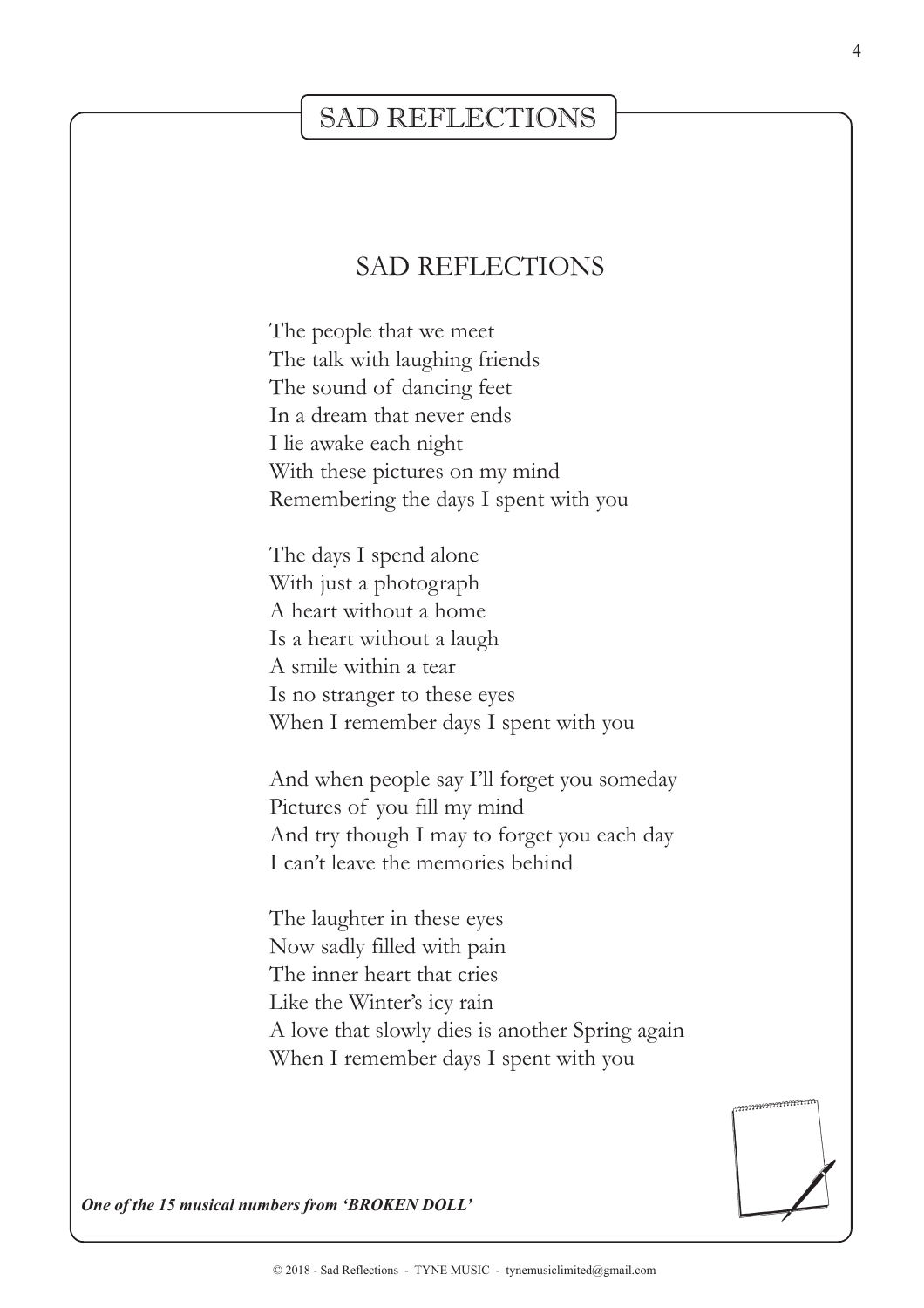# SAD REFLECTIONS

## SAD REFLECTIONS

The people that we meet
The talk with laughing friends
The sound of dancing feet
In a dream that never ends
I lie awake each night
With these pictures on my mind
Remembering the days I spent with you

The days I spend alone
With just a photograph
A heart without a home
Is a heart without a laugh
A smile within a tear
Is no stranger to these eyes
When I remember days I spent with you

And when people say I'll forget you someday
Pictures of you fill my mind
And try though I may to forget you each day
I can't leave the memories behind

The laughter in these eyes
Now sadly filled with pain
The inner heart that cries
Like the Winter's icy rain
A love that slowly dies is another Spring again
When I remember days I spent with you

***One of the 15 musical numbers from 'BROKEN DOLL'***

© 2018 - Sad Reflections - TYNE MUSIC - tynemusiclimited@gmail.com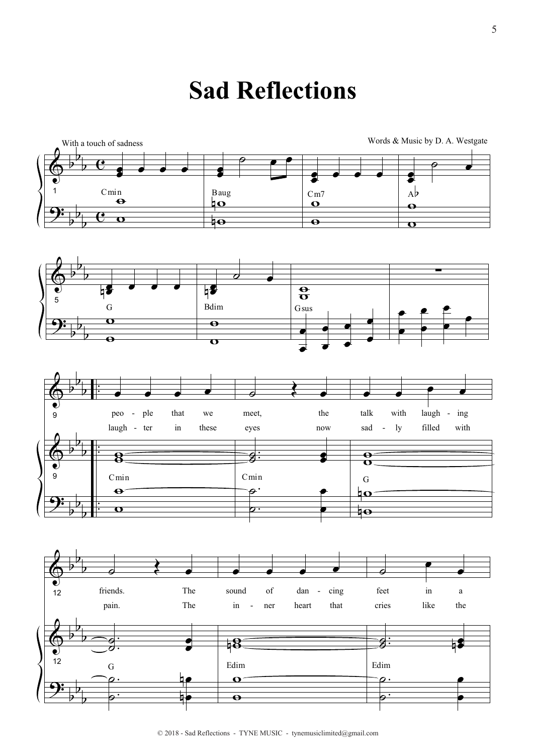# Sad Reflections

*With a touch of sadness*

Words & Music by D. A. Westgate

Cmin | Baug | Cm7 | A♭

G | Bdim | Gsus

peo - ple that we meet, the talk with laugh - ing friends. The sound of dan - cing feet in a

laugh - ter in these eyes now sad - ly filled with pain. The in - ner heart that cries like the

Cmin | Cmin | G | G | Edim | Edim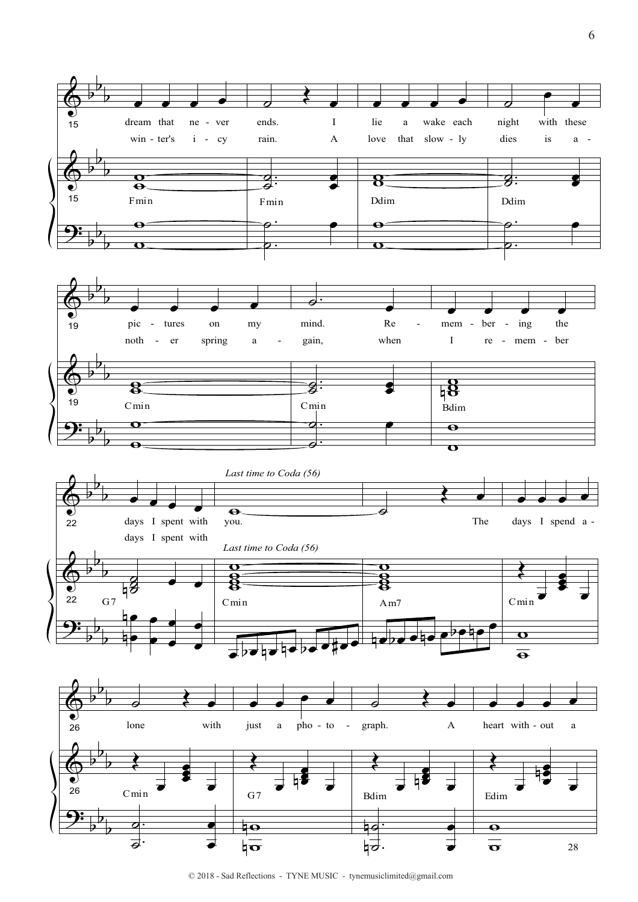15

dream that ne - ver ends. I lie a wake each night with these

win - ter's i - cy rain. A love that slow - ly dies is a -

Fmin Fmin Ddim Ddim

19

pic - tures on my mind. Re - mem - ber - ing the

noth - er spring a - gain, when I re - mem - ber

Cmin Cmin Bdim

22

*Last time to Coda (56)*

days I spent with you. The days I spend a -

days I spent with

G7 Cmin Am7 Cmin

26

lone with just a pho - to - graph. A heart with - out a

Cmin G7 Bdim Edim

28